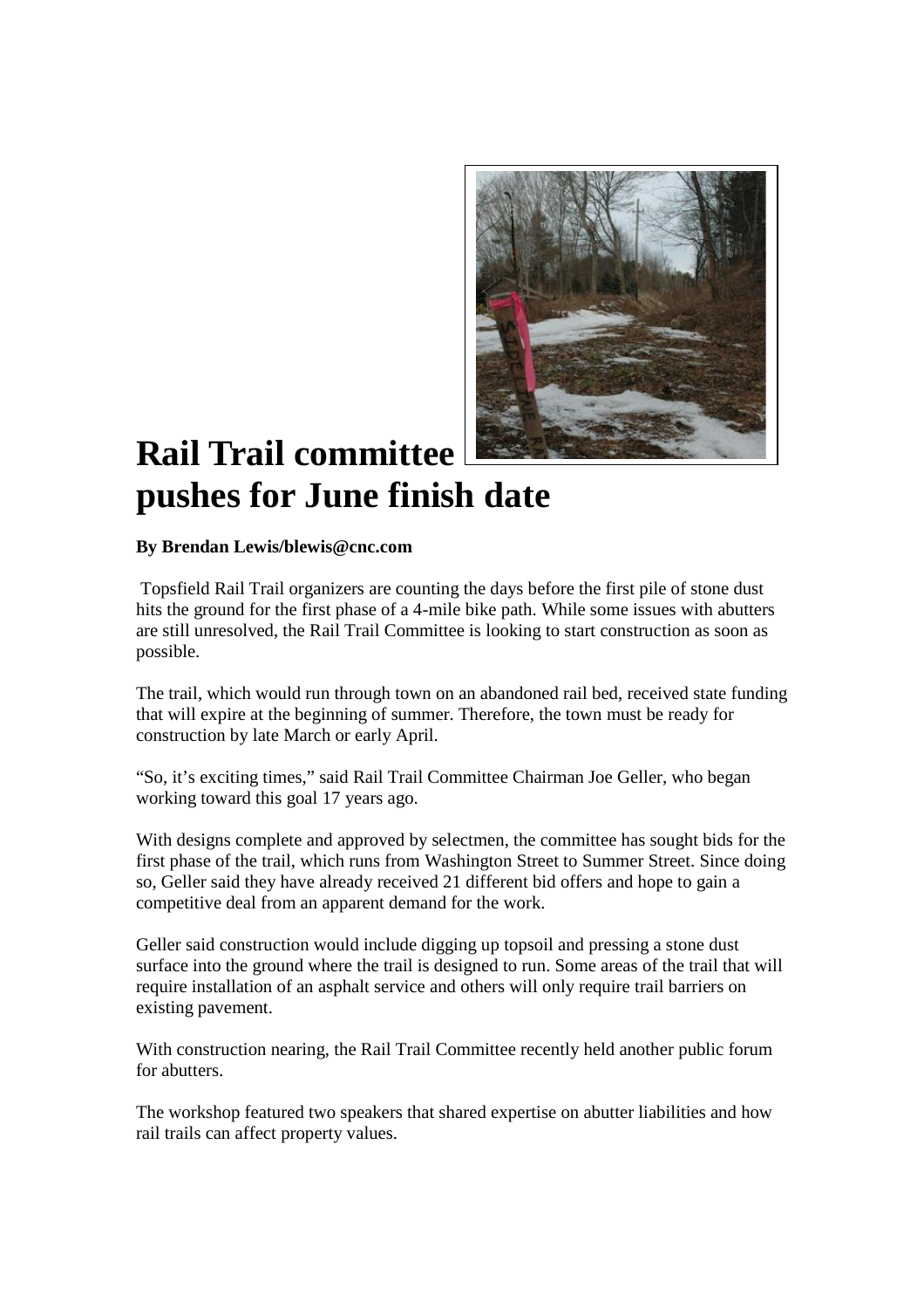# Rail Trail committee pushes for June finish date

**By Brendan Lewis/blewis@cnc.com**

Topsfield Rail Trail organizers are counting the days before the first pile of stone dust hits the ground for the first phase of a 4-mile bike path. While some issues with abutters are still unresolved, the Rail Trail Committee is looking to start construction as soon as possible.

The trail, which would run through town on an abandoned rail bed, received state funding that will expire at the beginning of summer. Therefore, the town must be ready for construction by late March or early April.

"So, it's exciting times," said Rail Trail Committee Chairman Joe Geller, who began working toward this goal 17 years ago.

With designs complete and approved by selectmen, the committee has sought bids for the first phase of the trail, which runs from Washington Street to Summer Street. Since doing so, Geller said they have already received 21 different bid offers and hope to gain a competitive deal from an apparent demand for the work.

Geller said construction would include digging up topsoil and pressing a stone dust surface into the ground where the trail is designed to run. Some areas of the trail that will require installation of an asphalt service and others will only require trail barriers on existing pavement.

With construction nearing, the Rail Trail Committee recently held another public forum for abutters.

The workshop featured two speakers that shared expertise on abutter liabilities and how rail trails can affect property values.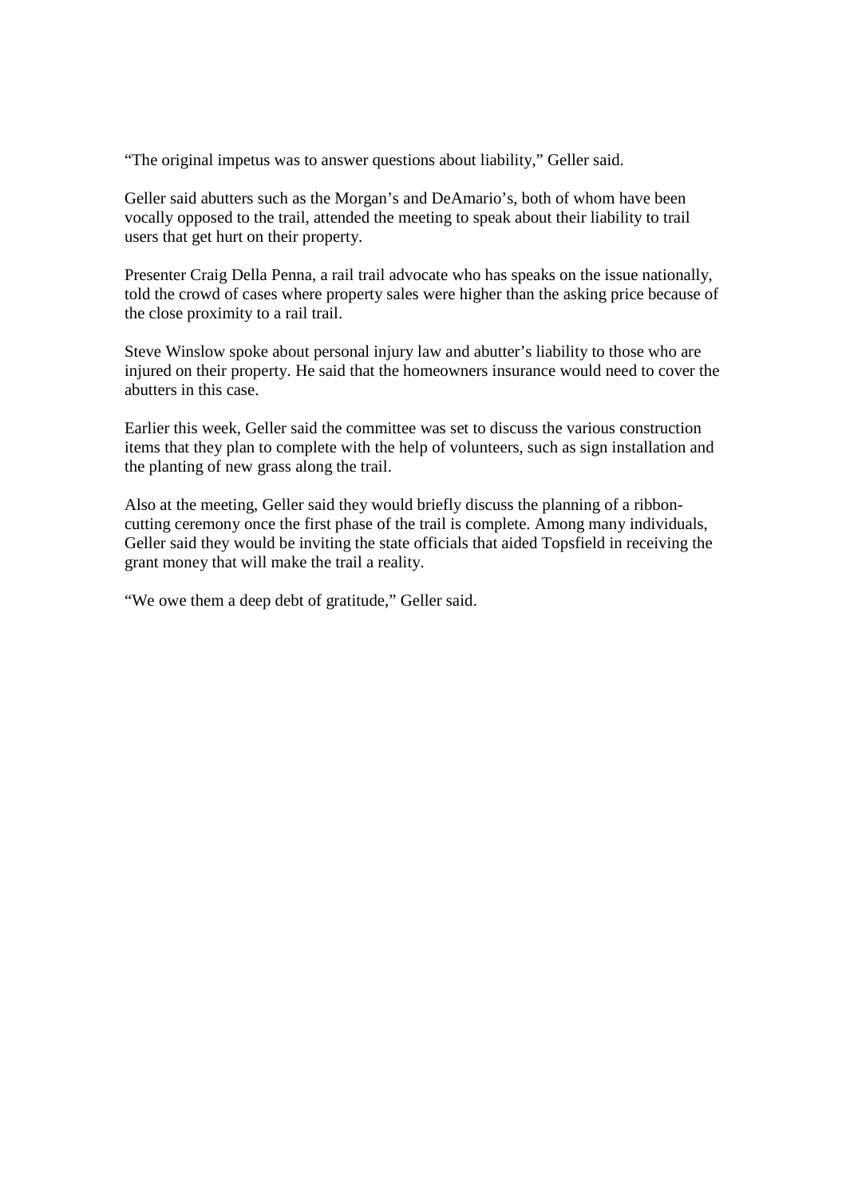"The original impetus was to answer questions about liability," Geller said.

Geller said abutters such as the Morgan's and DeAmario's, both of whom have been vocally opposed to the trail, attended the meeting to speak about their liability to trail users that get hurt on their property.

Presenter Craig Della Penna, a rail trail advocate who has speaks on the issue nationally, told the crowd of cases where property sales were higher than the asking price because of the close proximity to a rail trail.

Steve Winslow spoke about personal injury law and abutter's liability to those who are injured on their property. He said that the homeowners insurance would need to cover the abutters in this case.

Earlier this week, Geller said the committee was set to discuss the various construction items that they plan to complete with the help of volunteers, such as sign installation and the planting of new grass along the trail.

Also at the meeting, Geller said they would briefly discuss the planning of a ribbon-cutting ceremony once the first phase of the trail is complete. Among many individuals, Geller said they would be inviting the state officials that aided Topsfield in receiving the grant money that will make the trail a reality.

"We owe them a deep debt of gratitude," Geller said.